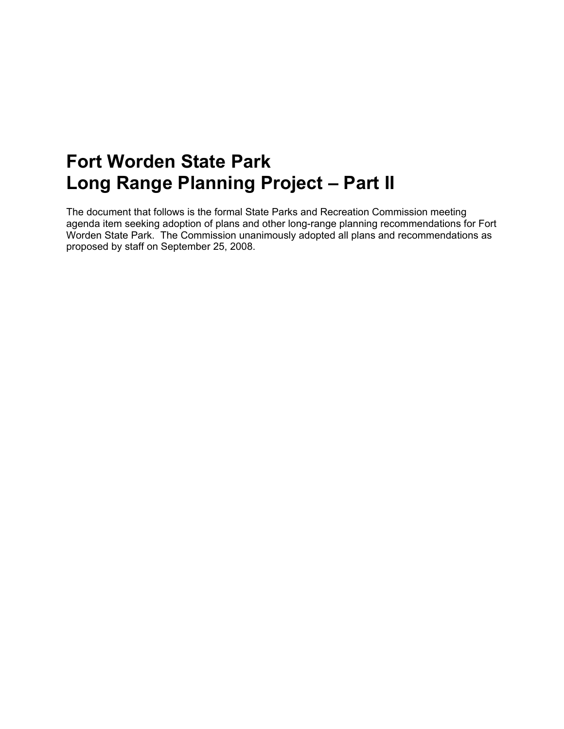# Fort Worden State Park
# Long Range Planning Project – Part II

The document that follows is the formal State Parks and Recreation Commission meeting agenda item seeking adoption of plans and other long-range planning recommendations for Fort Worden State Park. The Commission unanimously adopted all plans and recommendations as proposed by staff on September 25, 2008.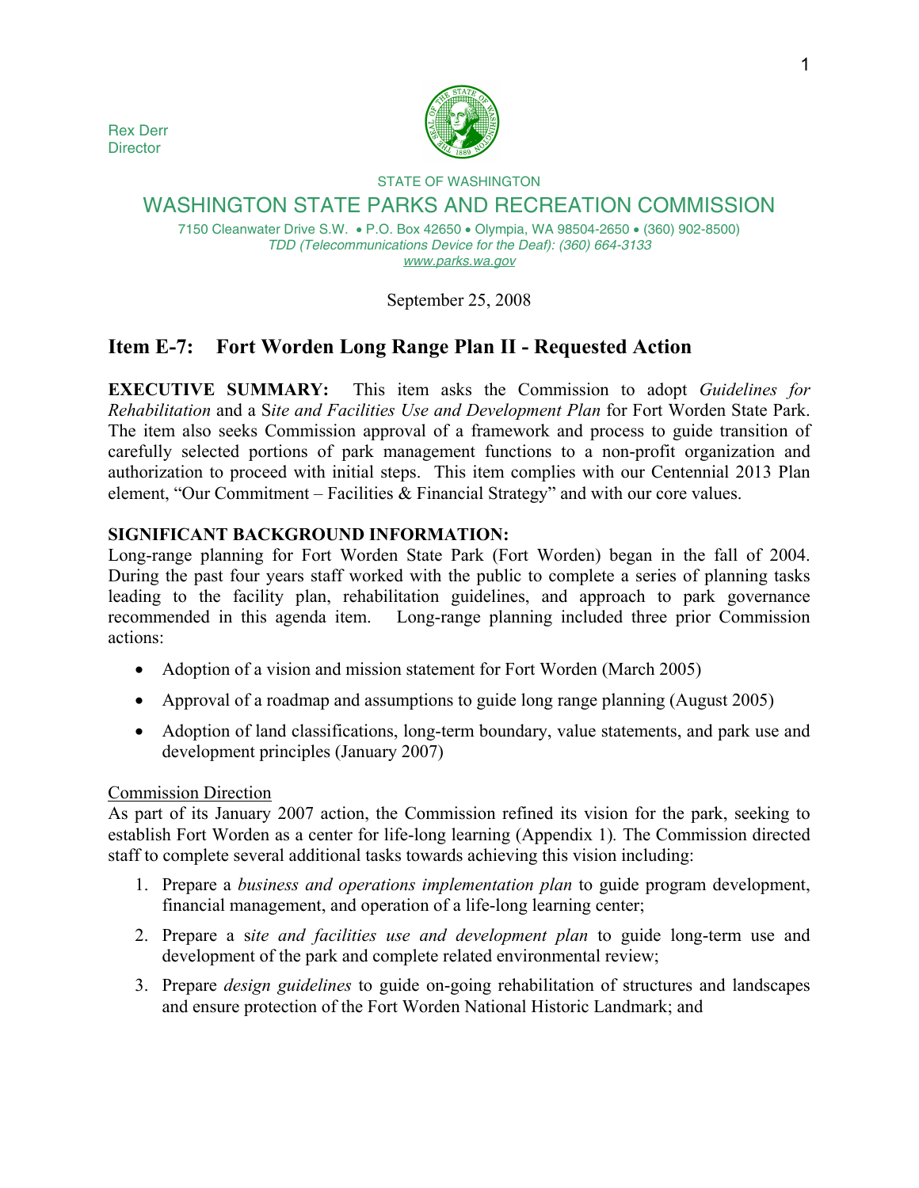Rex Derr
Director

STATE OF WASHINGTON

# WASHINGTON STATE PARKS AND RECREATION COMMISSION

7150 Cleanwater Drive S.W. • P.O. Box 42650 • Olympia, WA 98504-2650 • (360) 902-8500)
*TDD (Telecommunications Device for the Deaf): (360) 664-3133*
www.parks.wa.gov

September 25, 2008

## Item E-7: Fort Worden Long Range Plan II - Requested Action

**EXECUTIVE SUMMARY:** This item asks the Commission to adopt *Guidelines for Rehabilitation* and a S*ite and Facilities Use and Development Plan* for Fort Worden State Park. The item also seeks Commission approval of a framework and process to guide transition of carefully selected portions of park management functions to a non-profit organization and authorization to proceed with initial steps. This item complies with our Centennial 2013 Plan element, "Our Commitment – Facilities & Financial Strategy" and with our core values.

**SIGNIFICANT BACKGROUND INFORMATION:**
Long-range planning for Fort Worden State Park (Fort Worden) began in the fall of 2004. During the past four years staff worked with the public to complete a series of planning tasks leading to the facility plan, rehabilitation guidelines, and approach to park governance recommended in this agenda item. Long-range planning included three prior Commission actions:

- Adoption of a vision and mission statement for Fort Worden (March 2005)
- Approval of a roadmap and assumptions to guide long range planning (August 2005)
- Adoption of land classifications, long-term boundary, value statements, and park use and development principles (January 2007)

Commission Direction
As part of its January 2007 action, the Commission refined its vision for the park, seeking to establish Fort Worden as a center for life-long learning (Appendix 1). The Commission directed staff to complete several additional tasks towards achieving this vision including:

1. Prepare a *business and operations implementation plan* to guide program development, financial management, and operation of a life-long learning center;
2. Prepare a s*ite and facilities use and development plan* to guide long-term use and development of the park and complete related environmental review;
3. Prepare *design guidelines* to guide on-going rehabilitation of structures and landscapes and ensure protection of the Fort Worden National Historic Landmark; and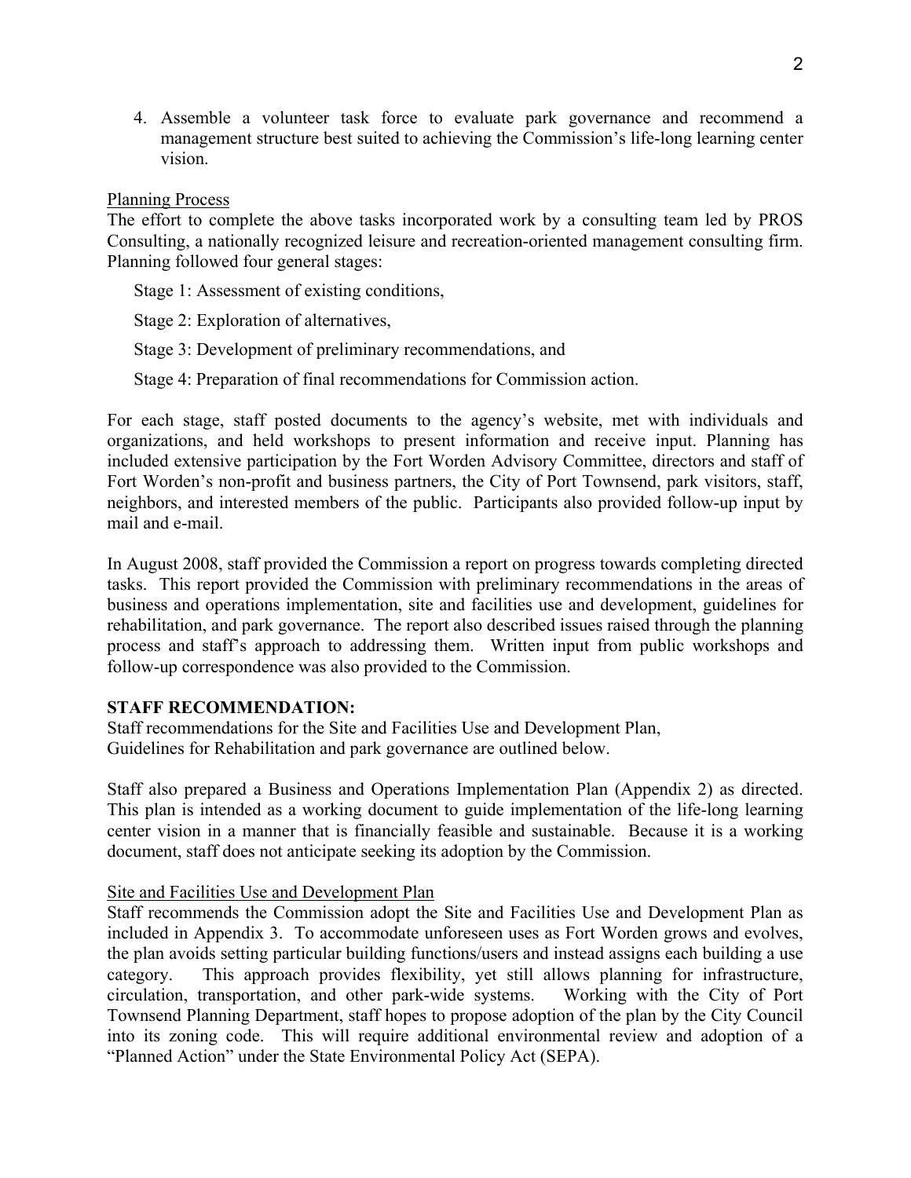4. Assemble a volunteer task force to evaluate park governance and recommend a management structure best suited to achieving the Commission's life-long learning center vision.

<u>Planning Process</u>

The effort to complete the above tasks incorporated work by a consulting team led by PROS Consulting, a nationally recognized leisure and recreation-oriented management consulting firm. Planning followed four general stages:

Stage 1: Assessment of existing conditions,

Stage 2: Exploration of alternatives,

Stage 3: Development of preliminary recommendations, and

Stage 4: Preparation of final recommendations for Commission action.

For each stage, staff posted documents to the agency's website, met with individuals and organizations, and held workshops to present information and receive input. Planning has included extensive participation by the Fort Worden Advisory Committee, directors and staff of Fort Worden's non-profit and business partners, the City of Port Townsend, park visitors, staff, neighbors, and interested members of the public. Participants also provided follow-up input by mail and e-mail.

In August 2008, staff provided the Commission a report on progress towards completing directed tasks. This report provided the Commission with preliminary recommendations in the areas of business and operations implementation, site and facilities use and development, guidelines for rehabilitation, and park governance. The report also described issues raised through the planning process and staff's approach to addressing them. Written input from public workshops and follow-up correspondence was also provided to the Commission.

**STAFF RECOMMENDATION:**

Staff recommendations for the Site and Facilities Use and Development Plan, Guidelines for Rehabilitation and park governance are outlined below.

Staff also prepared a Business and Operations Implementation Plan (Appendix 2) as directed. This plan is intended as a working document to guide implementation of the life-long learning center vision in a manner that is financially feasible and sustainable. Because it is a working document, staff does not anticipate seeking its adoption by the Commission.

<u>Site and Facilities Use and Development Plan</u>

Staff recommends the Commission adopt the Site and Facilities Use and Development Plan as included in Appendix 3. To accommodate unforeseen uses as Fort Worden grows and evolves, the plan avoids setting particular building functions/users and instead assigns each building a use category. This approach provides flexibility, yet still allows planning for infrastructure, circulation, transportation, and other park-wide systems. Working with the City of Port Townsend Planning Department, staff hopes to propose adoption of the plan by the City Council into its zoning code. This will require additional environmental review and adoption of a "Planned Action" under the State Environmental Policy Act (SEPA).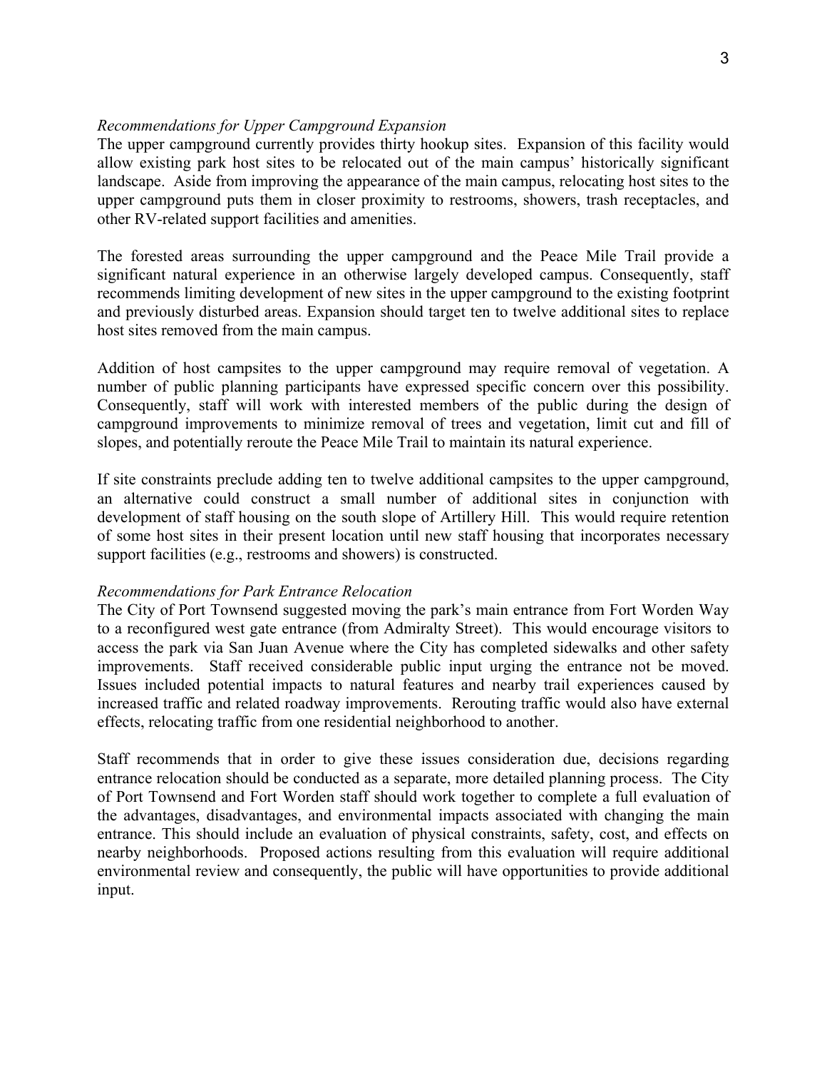*Recommendations for Upper Campground Expansion*

The upper campground currently provides thirty hookup sites. Expansion of this facility would allow existing park host sites to be relocated out of the main campus' historically significant landscape. Aside from improving the appearance of the main campus, relocating host sites to the upper campground puts them in closer proximity to restrooms, showers, trash receptacles, and other RV-related support facilities and amenities.

The forested areas surrounding the upper campground and the Peace Mile Trail provide a significant natural experience in an otherwise largely developed campus. Consequently, staff recommends limiting development of new sites in the upper campground to the existing footprint and previously disturbed areas. Expansion should target ten to twelve additional sites to replace host sites removed from the main campus.

Addition of host campsites to the upper campground may require removal of vegetation. A number of public planning participants have expressed specific concern over this possibility. Consequently, staff will work with interested members of the public during the design of campground improvements to minimize removal of trees and vegetation, limit cut and fill of slopes, and potentially reroute the Peace Mile Trail to maintain its natural experience.

If site constraints preclude adding ten to twelve additional campsites to the upper campground, an alternative could construct a small number of additional sites in conjunction with development of staff housing on the south slope of Artillery Hill. This would require retention of some host sites in their present location until new staff housing that incorporates necessary support facilities (e.g., restrooms and showers) is constructed.

*Recommendations for Park Entrance Relocation*

The City of Port Townsend suggested moving the park's main entrance from Fort Worden Way to a reconfigured west gate entrance (from Admiralty Street). This would encourage visitors to access the park via San Juan Avenue where the City has completed sidewalks and other safety improvements. Staff received considerable public input urging the entrance not be moved. Issues included potential impacts to natural features and nearby trail experiences caused by increased traffic and related roadway improvements. Rerouting traffic would also have external effects, relocating traffic from one residential neighborhood to another.

Staff recommends that in order to give these issues consideration due, decisions regarding entrance relocation should be conducted as a separate, more detailed planning process. The City of Port Townsend and Fort Worden staff should work together to complete a full evaluation of the advantages, disadvantages, and environmental impacts associated with changing the main entrance. This should include an evaluation of physical constraints, safety, cost, and effects on nearby neighborhoods. Proposed actions resulting from this evaluation will require additional environmental review and consequently, the public will have opportunities to provide additional input.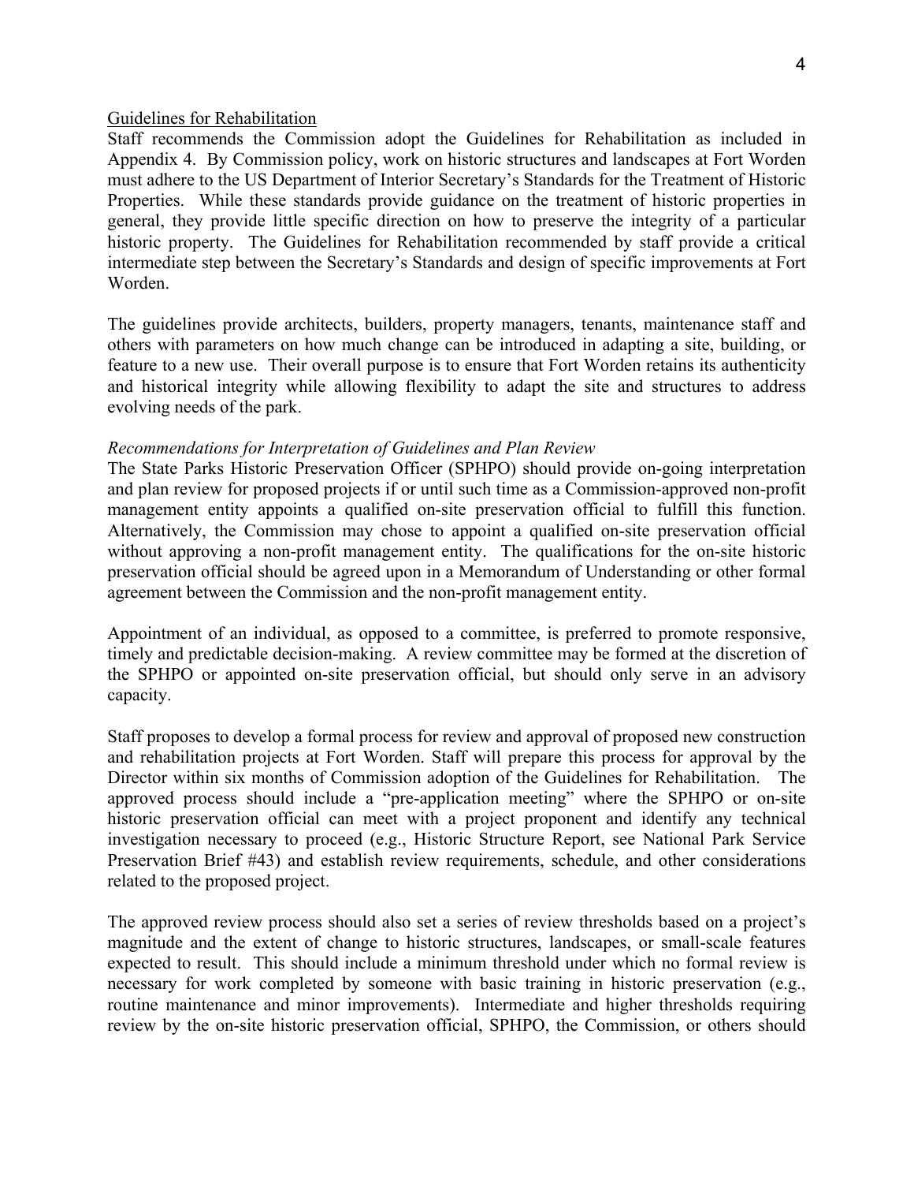## Guidelines for Rehabilitation

Staff recommends the Commission adopt the Guidelines for Rehabilitation as included in Appendix 4. By Commission policy, work on historic structures and landscapes at Fort Worden must adhere to the US Department of Interior Secretary's Standards for the Treatment of Historic Properties. While these standards provide guidance on the treatment of historic properties in general, they provide little specific direction on how to preserve the integrity of a particular historic property. The Guidelines for Rehabilitation recommended by staff provide a critical intermediate step between the Secretary's Standards and design of specific improvements at Fort Worden.

The guidelines provide architects, builders, property managers, tenants, maintenance staff and others with parameters on how much change can be introduced in adapting a site, building, or feature to a new use. Their overall purpose is to ensure that Fort Worden retains its authenticity and historical integrity while allowing flexibility to adapt the site and structures to address evolving needs of the park.

### *Recommendations for Interpretation of Guidelines and Plan Review*

The State Parks Historic Preservation Officer (SPHPO) should provide on-going interpretation and plan review for proposed projects if or until such time as a Commission-approved non-profit management entity appoints a qualified on-site preservation official to fulfill this function. Alternatively, the Commission may chose to appoint a qualified on-site preservation official without approving a non-profit management entity. The qualifications for the on-site historic preservation official should be agreed upon in a Memorandum of Understanding or other formal agreement between the Commission and the non-profit management entity.

Appointment of an individual, as opposed to a committee, is preferred to promote responsive, timely and predictable decision-making. A review committee may be formed at the discretion of the SPHPO or appointed on-site preservation official, but should only serve in an advisory capacity.

Staff proposes to develop a formal process for review and approval of proposed new construction and rehabilitation projects at Fort Worden. Staff will prepare this process for approval by the Director within six months of Commission adoption of the Guidelines for Rehabilitation. The approved process should include a "pre-application meeting" where the SPHPO or on-site historic preservation official can meet with a project proponent and identify any technical investigation necessary to proceed (e.g., Historic Structure Report, see National Park Service Preservation Brief #43) and establish review requirements, schedule, and other considerations related to the proposed project.

The approved review process should also set a series of review thresholds based on a project's magnitude and the extent of change to historic structures, landscapes, or small-scale features expected to result. This should include a minimum threshold under which no formal review is necessary for work completed by someone with basic training in historic preservation (e.g., routine maintenance and minor improvements). Intermediate and higher thresholds requiring review by the on-site historic preservation official, SPHPO, the Commission, or others should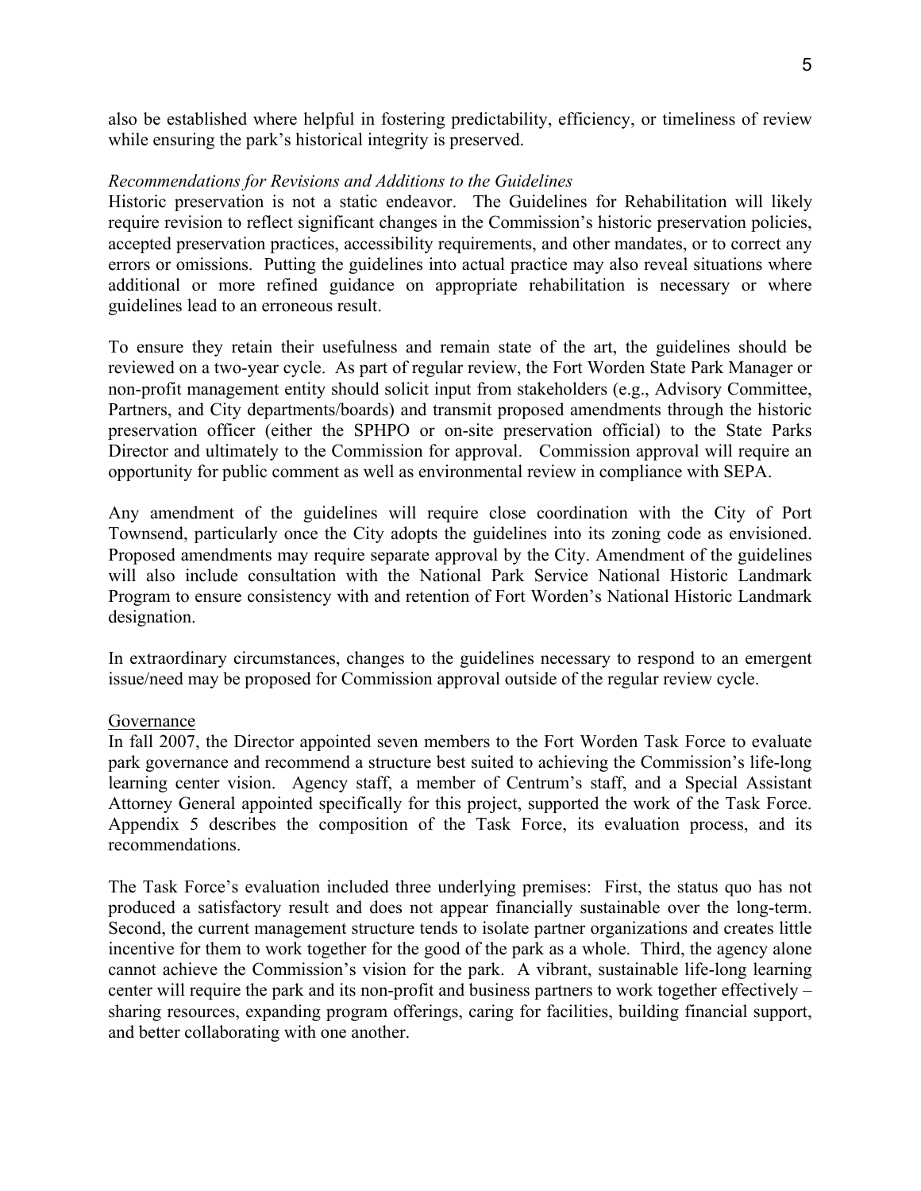also be established where helpful in fostering predictability, efficiency, or timeliness of review while ensuring the park's historical integrity is preserved.

*Recommendations for Revisions and Additions to the Guidelines*

Historic preservation is not a static endeavor. The Guidelines for Rehabilitation will likely require revision to reflect significant changes in the Commission's historic preservation policies, accepted preservation practices, accessibility requirements, and other mandates, or to correct any errors or omissions. Putting the guidelines into actual practice may also reveal situations where additional or more refined guidance on appropriate rehabilitation is necessary or where guidelines lead to an erroneous result.

To ensure they retain their usefulness and remain state of the art, the guidelines should be reviewed on a two-year cycle. As part of regular review, the Fort Worden State Park Manager or non-profit management entity should solicit input from stakeholders (e.g., Advisory Committee, Partners, and City departments/boards) and transmit proposed amendments through the historic preservation officer (either the SPHPO or on-site preservation official) to the State Parks Director and ultimately to the Commission for approval. Commission approval will require an opportunity for public comment as well as environmental review in compliance with SEPA.

Any amendment of the guidelines will require close coordination with the City of Port Townsend, particularly once the City adopts the guidelines into its zoning code as envisioned. Proposed amendments may require separate approval by the City. Amendment of the guidelines will also include consultation with the National Park Service National Historic Landmark Program to ensure consistency with and retention of Fort Worden's National Historic Landmark designation.

In extraordinary circumstances, changes to the guidelines necessary to respond to an emergent issue/need may be proposed for Commission approval outside of the regular review cycle.

<u>Governance</u>

In fall 2007, the Director appointed seven members to the Fort Worden Task Force to evaluate park governance and recommend a structure best suited to achieving the Commission's life-long learning center vision. Agency staff, a member of Centrum's staff, and a Special Assistant Attorney General appointed specifically for this project, supported the work of the Task Force. Appendix 5 describes the composition of the Task Force, its evaluation process, and its recommendations.

The Task Force's evaluation included three underlying premises: First, the status quo has not produced a satisfactory result and does not appear financially sustainable over the long-term. Second, the current management structure tends to isolate partner organizations and creates little incentive for them to work together for the good of the park as a whole. Third, the agency alone cannot achieve the Commission's vision for the park. A vibrant, sustainable life-long learning center will require the park and its non-profit and business partners to work together effectively – sharing resources, expanding program offerings, caring for facilities, building financial support, and better collaborating with one another.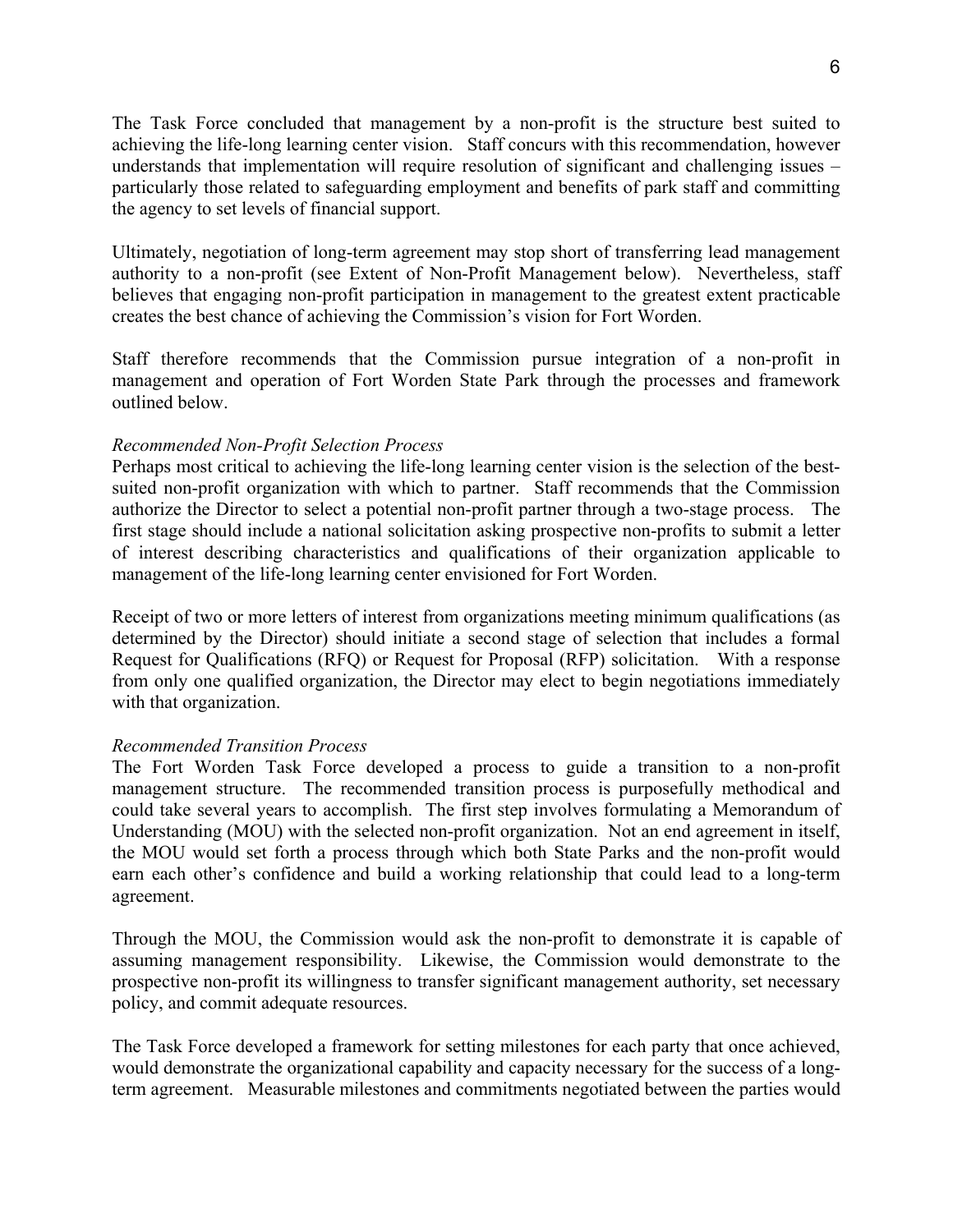The Task Force concluded that management by a non-profit is the structure best suited to achieving the life-long learning center vision. Staff concurs with this recommendation, however understands that implementation will require resolution of significant and challenging issues – particularly those related to safeguarding employment and benefits of park staff and committing the agency to set levels of financial support.

Ultimately, negotiation of long-term agreement may stop short of transferring lead management authority to a non-profit (see Extent of Non-Profit Management below). Nevertheless, staff believes that engaging non-profit participation in management to the greatest extent practicable creates the best chance of achieving the Commission's vision for Fort Worden.

Staff therefore recommends that the Commission pursue integration of a non-profit in management and operation of Fort Worden State Park through the processes and framework outlined below.

*Recommended Non-Profit Selection Process*

Perhaps most critical to achieving the life-long learning center vision is the selection of the best-suited non-profit organization with which to partner. Staff recommends that the Commission authorize the Director to select a potential non-profit partner through a two-stage process. The first stage should include a national solicitation asking prospective non-profits to submit a letter of interest describing characteristics and qualifications of their organization applicable to management of the life-long learning center envisioned for Fort Worden.

Receipt of two or more letters of interest from organizations meeting minimum qualifications (as determined by the Director) should initiate a second stage of selection that includes a formal Request for Qualifications (RFQ) or Request for Proposal (RFP) solicitation. With a response from only one qualified organization, the Director may elect to begin negotiations immediately with that organization.

*Recommended Transition Process*

The Fort Worden Task Force developed a process to guide a transition to a non-profit management structure. The recommended transition process is purposefully methodical and could take several years to accomplish. The first step involves formulating a Memorandum of Understanding (MOU) with the selected non-profit organization. Not an end agreement in itself, the MOU would set forth a process through which both State Parks and the non-profit would earn each other's confidence and build a working relationship that could lead to a long-term agreement.

Through the MOU, the Commission would ask the non-profit to demonstrate it is capable of assuming management responsibility. Likewise, the Commission would demonstrate to the prospective non-profit its willingness to transfer significant management authority, set necessary policy, and commit adequate resources.

The Task Force developed a framework for setting milestones for each party that once achieved, would demonstrate the organizational capability and capacity necessary for the success of a long-term agreement. Measurable milestones and commitments negotiated between the parties would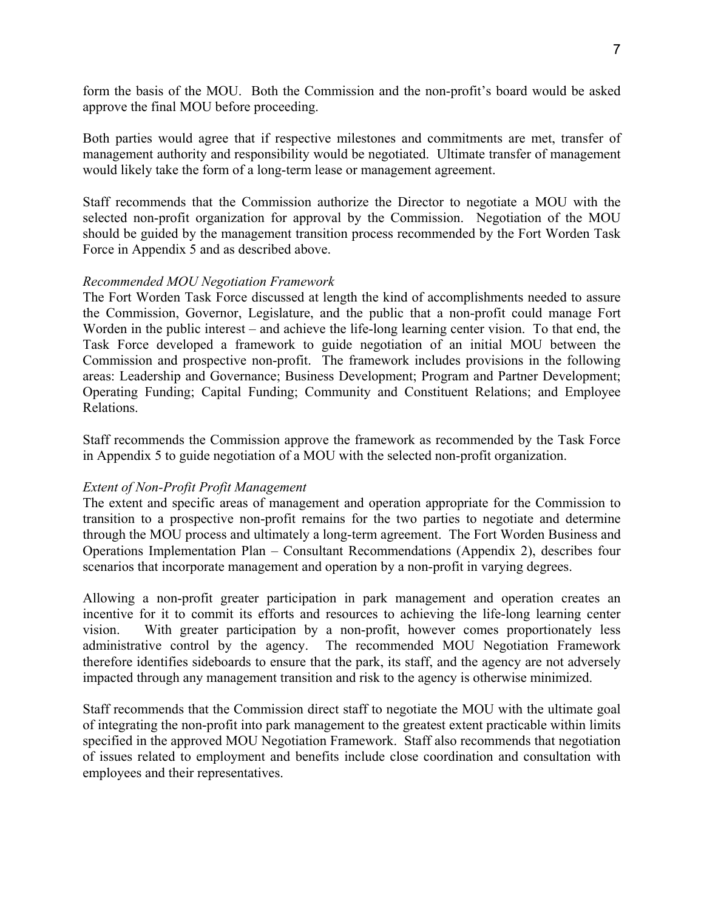form the basis of the MOU. Both the Commission and the non-profit's board would be asked approve the final MOU before proceeding.

Both parties would agree that if respective milestones and commitments are met, transfer of management authority and responsibility would be negotiated. Ultimate transfer of management would likely take the form of a long-term lease or management agreement.

Staff recommends that the Commission authorize the Director to negotiate a MOU with the selected non-profit organization for approval by the Commission. Negotiation of the MOU should be guided by the management transition process recommended by the Fort Worden Task Force in Appendix 5 and as described above.

*Recommended MOU Negotiation Framework*

The Fort Worden Task Force discussed at length the kind of accomplishments needed to assure the Commission, Governor, Legislature, and the public that a non-profit could manage Fort Worden in the public interest – and achieve the life-long learning center vision. To that end, the Task Force developed a framework to guide negotiation of an initial MOU between the Commission and prospective non-profit. The framework includes provisions in the following areas: Leadership and Governance; Business Development; Program and Partner Development; Operating Funding; Capital Funding; Community and Constituent Relations; and Employee Relations.

Staff recommends the Commission approve the framework as recommended by the Task Force in Appendix 5 to guide negotiation of a MOU with the selected non-profit organization.

*Extent of Non-Profit Profit Management*

The extent and specific areas of management and operation appropriate for the Commission to transition to a prospective non-profit remains for the two parties to negotiate and determine through the MOU process and ultimately a long-term agreement. The Fort Worden Business and Operations Implementation Plan – Consultant Recommendations (Appendix 2), describes four scenarios that incorporate management and operation by a non-profit in varying degrees.

Allowing a non-profit greater participation in park management and operation creates an incentive for it to commit its efforts and resources to achieving the life-long learning center vision. With greater participation by a non-profit, however comes proportionately less administrative control by the agency. The recommended MOU Negotiation Framework therefore identifies sideboards to ensure that the park, its staff, and the agency are not adversely impacted through any management transition and risk to the agency is otherwise minimized.

Staff recommends that the Commission direct staff to negotiate the MOU with the ultimate goal of integrating the non-profit into park management to the greatest extent practicable within limits specified in the approved MOU Negotiation Framework. Staff also recommends that negotiation of issues related to employment and benefits include close coordination and consultation with employees and their representatives.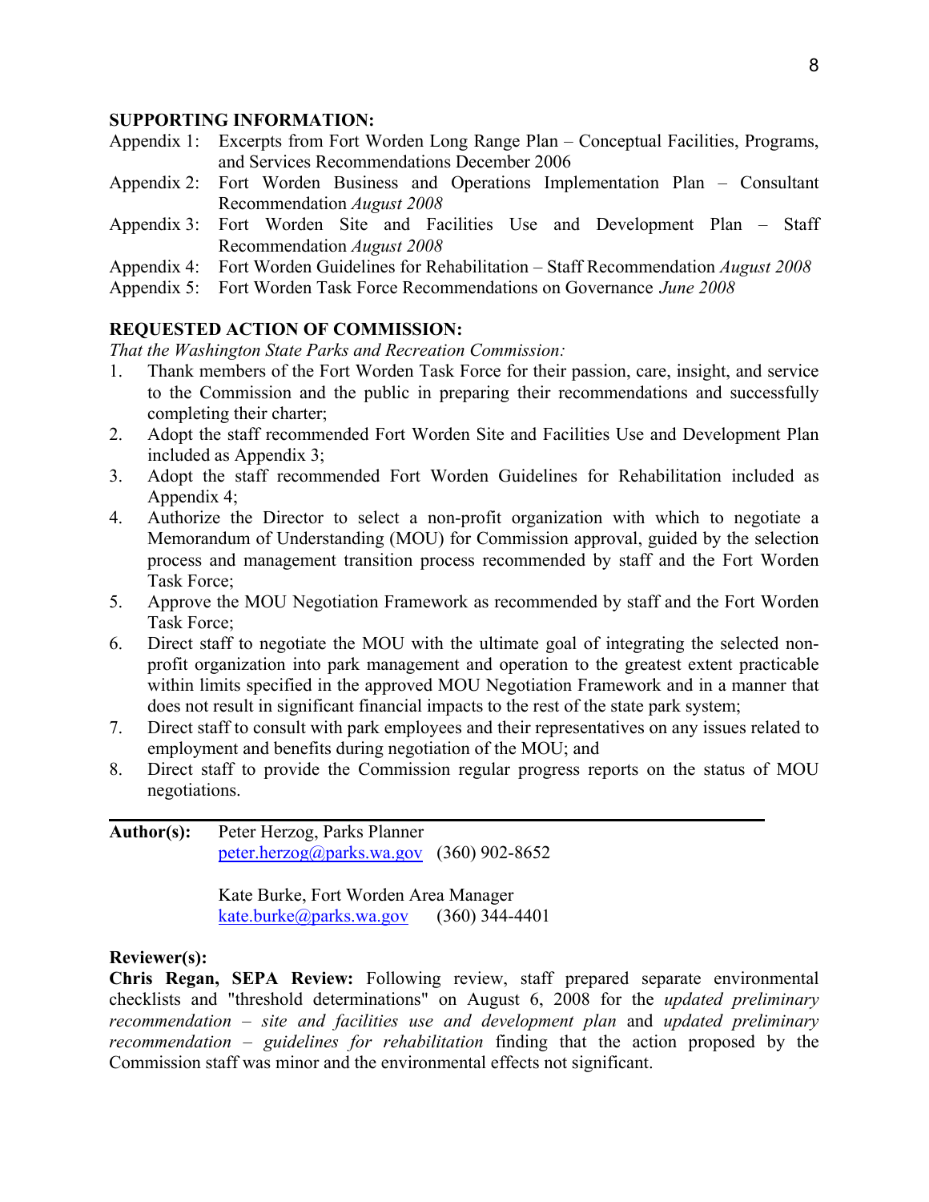**SUPPORTING INFORMATION:**

Appendix 1: Excerpts from Fort Worden Long Range Plan – Conceptual Facilities, Programs, and Services Recommendations December 2006

Appendix 2: Fort Worden Business and Operations Implementation Plan – Consultant Recommendation *August 2008*

Appendix 3: Fort Worden Site and Facilities Use and Development Plan – Staff Recommendation *August 2008*

Appendix 4: Fort Worden Guidelines for Rehabilitation – Staff Recommendation *August 2008*

Appendix 5: Fort Worden Task Force Recommendations on Governance *June 2008*

**REQUESTED ACTION OF COMMISSION:**

*That the Washington State Parks and Recreation Commission:*

1. Thank members of the Fort Worden Task Force for their passion, care, insight, and service to the Commission and the public in preparing their recommendations and successfully completing their charter;
2. Adopt the staff recommended Fort Worden Site and Facilities Use and Development Plan included as Appendix 3;
3. Adopt the staff recommended Fort Worden Guidelines for Rehabilitation included as Appendix 4;
4. Authorize the Director to select a non-profit organization with which to negotiate a Memorandum of Understanding (MOU) for Commission approval, guided by the selection process and management transition process recommended by staff and the Fort Worden Task Force;
5. Approve the MOU Negotiation Framework as recommended by staff and the Fort Worden Task Force;
6. Direct staff to negotiate the MOU with the ultimate goal of integrating the selected non-profit organization into park management and operation to the greatest extent practicable within limits specified in the approved MOU Negotiation Framework and in a manner that does not result in significant financial impacts to the rest of the state park system;
7. Direct staff to consult with park employees and their representatives on any issues related to employment and benefits during negotiation of the MOU; and
8. Direct staff to provide the Commission regular progress reports on the status of MOU negotiations.

---

**Author(s):** Peter Herzog, Parks Planner
peter.herzog@parks.wa.gov (360) 902-8652

Kate Burke, Fort Worden Area Manager
kate.burke@parks.wa.gov (360) 344-4401

**Reviewer(s):**

**Chris Regan, SEPA Review:** Following review, staff prepared separate environmental checklists and "threshold determinations" on August 6, 2008 for the *updated preliminary recommendation – site and facilities use and development plan* and *updated preliminary recommendation – guidelines for rehabilitation* finding that the action proposed by the Commission staff was minor and the environmental effects not significant.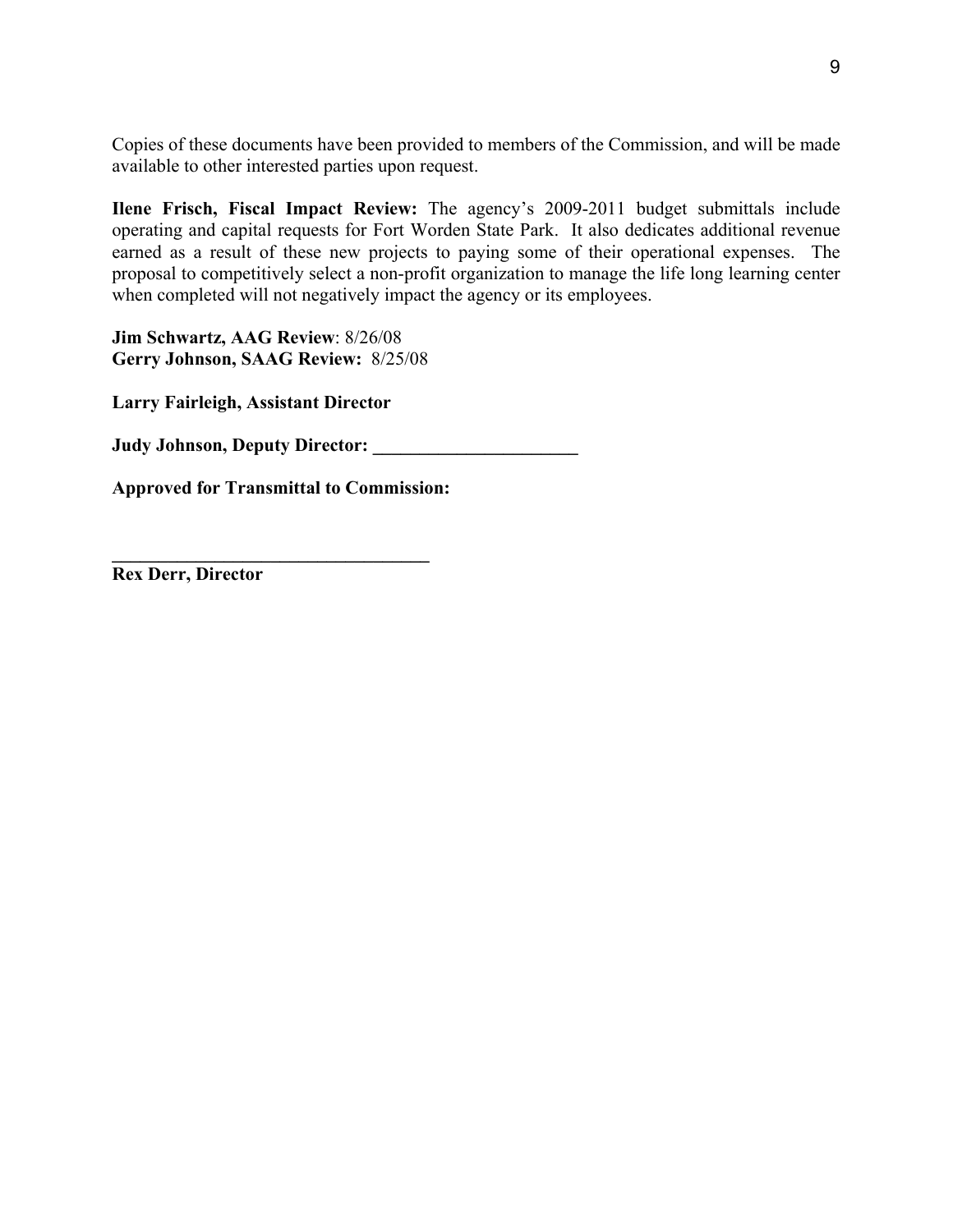Copies of these documents have been provided to members of the Commission, and will be made available to other interested parties upon request.

**Ilene Frisch, Fiscal Impact Review:** The agency's 2009-2011 budget submittals include operating and capital requests for Fort Worden State Park. It also dedicates additional revenue earned as a result of these new projects to paying some of their operational expenses. The proposal to competitively select a non-profit organization to manage the life long learning center when completed will not negatively impact the agency or its employees.

**Jim Schwartz, AAG Review**: 8/26/08
**Gerry Johnson, SAAG Review:** 8/25/08

**Larry Fairleigh, Assistant Director**

**Judy Johnson, Deputy Director: ______________________**

**Approved for Transmittal to Commission:**

**__________________________________**
**Rex Derr, Director**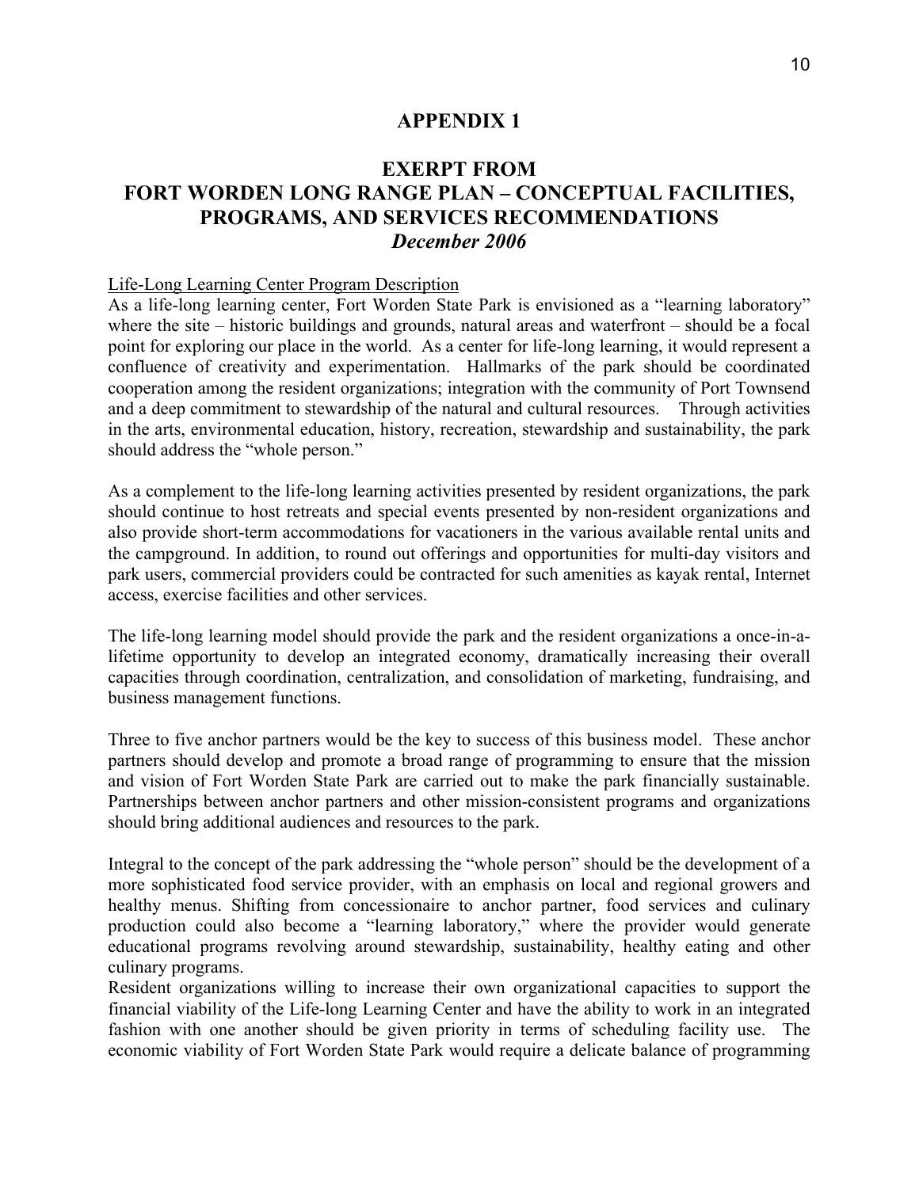# APPENDIX 1

## EXERPT FROM FORT WORDEN LONG RANGE PLAN – CONCEPTUAL FACILITIES, PROGRAMS, AND SERVICES RECOMMENDATIONS

***December 2006***

Life-Long Learning Center Program Description

As a life-long learning center, Fort Worden State Park is envisioned as a "learning laboratory" where the site – historic buildings and grounds, natural areas and waterfront – should be a focal point for exploring our place in the world. As a center for life-long learning, it would represent a confluence of creativity and experimentation. Hallmarks of the park should be coordinated cooperation among the resident organizations; integration with the community of Port Townsend and a deep commitment to stewardship of the natural and cultural resources. Through activities in the arts, environmental education, history, recreation, stewardship and sustainability, the park should address the "whole person."

As a complement to the life-long learning activities presented by resident organizations, the park should continue to host retreats and special events presented by non-resident organizations and also provide short-term accommodations for vacationers in the various available rental units and the campground. In addition, to round out offerings and opportunities for multi-day visitors and park users, commercial providers could be contracted for such amenities as kayak rental, Internet access, exercise facilities and other services.

The life-long learning model should provide the park and the resident organizations a once-in-a-lifetime opportunity to develop an integrated economy, dramatically increasing their overall capacities through coordination, centralization, and consolidation of marketing, fundraising, and business management functions.

Three to five anchor partners would be the key to success of this business model. These anchor partners should develop and promote a broad range of programming to ensure that the mission and vision of Fort Worden State Park are carried out to make the park financially sustainable. Partnerships between anchor partners and other mission-consistent programs and organizations should bring additional audiences and resources to the park.

Integral to the concept of the park addressing the "whole person" should be the development of a more sophisticated food service provider, with an emphasis on local and regional growers and healthy menus. Shifting from concessionaire to anchor partner, food services and culinary production could also become a "learning laboratory," where the provider would generate educational programs revolving around stewardship, sustainability, healthy eating and other culinary programs.

Resident organizations willing to increase their own organizational capacities to support the financial viability of the Life-long Learning Center and have the ability to work in an integrated fashion with one another should be given priority in terms of scheduling facility use. The economic viability of Fort Worden State Park would require a delicate balance of programming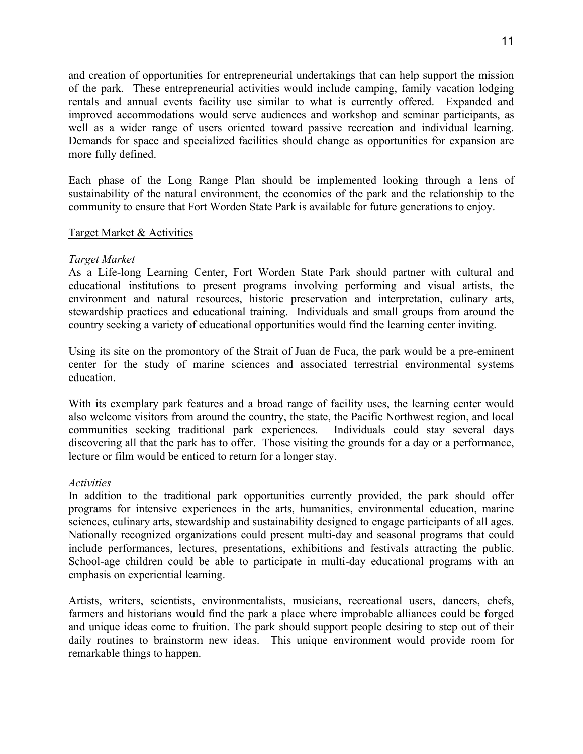and creation of opportunities for entrepreneurial undertakings that can help support the mission of the park. These entrepreneurial activities would include camping, family vacation lodging rentals and annual events facility use similar to what is currently offered. Expanded and improved accommodations would serve audiences and workshop and seminar participants, as well as a wider range of users oriented toward passive recreation and individual learning. Demands for space and specialized facilities should change as opportunities for expansion are more fully defined.

Each phase of the Long Range Plan should be implemented looking through a lens of sustainability of the natural environment, the economics of the park and the relationship to the community to ensure that Fort Worden State Park is available for future generations to enjoy.

<u>Target Market & Activities</u>

*Target Market*

As a Life-long Learning Center, Fort Worden State Park should partner with cultural and educational institutions to present programs involving performing and visual artists, the environment and natural resources, historic preservation and interpretation, culinary arts, stewardship practices and educational training. Individuals and small groups from around the country seeking a variety of educational opportunities would find the learning center inviting.

Using its site on the promontory of the Strait of Juan de Fuca, the park would be a pre-eminent center for the study of marine sciences and associated terrestrial environmental systems education.

With its exemplary park features and a broad range of facility uses, the learning center would also welcome visitors from around the country, the state, the Pacific Northwest region, and local communities seeking traditional park experiences. Individuals could stay several days discovering all that the park has to offer. Those visiting the grounds for a day or a performance, lecture or film would be enticed to return for a longer stay.

*Activities*

In addition to the traditional park opportunities currently provided, the park should offer programs for intensive experiences in the arts, humanities, environmental education, marine sciences, culinary arts, stewardship and sustainability designed to engage participants of all ages. Nationally recognized organizations could present multi-day and seasonal programs that could include performances, lectures, presentations, exhibitions and festivals attracting the public. School-age children could be able to participate in multi-day educational programs with an emphasis on experiential learning.

Artists, writers, scientists, environmentalists, musicians, recreational users, dancers, chefs, farmers and historians would find the park a place where improbable alliances could be forged and unique ideas come to fruition. The park should support people desiring to step out of their daily routines to brainstorm new ideas. This unique environment would provide room for remarkable things to happen.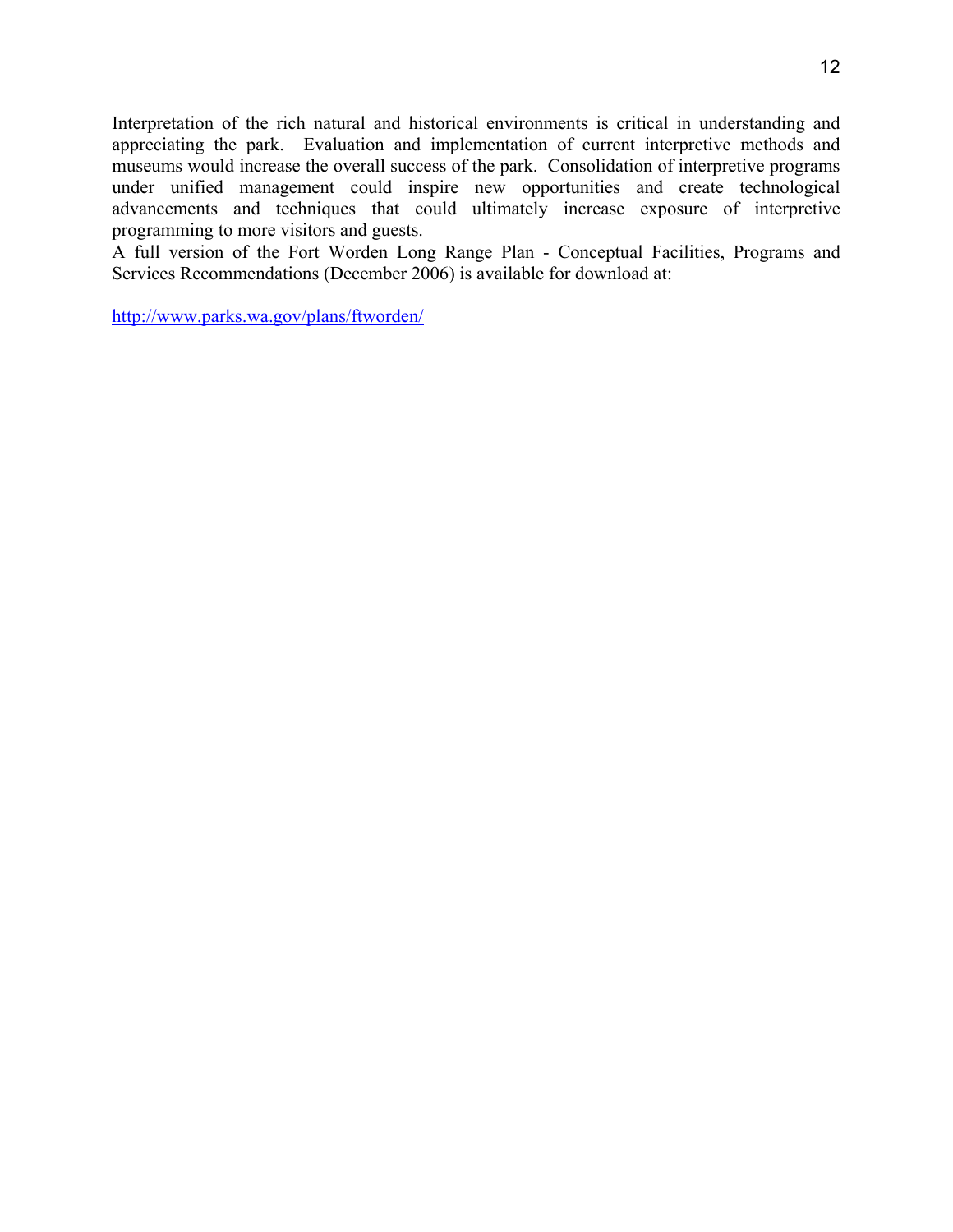Interpretation of the rich natural and historical environments is critical in understanding and appreciating the park. Evaluation and implementation of current interpretive methods and museums would increase the overall success of the park. Consolidation of interpretive programs under unified management could inspire new opportunities and create technological advancements and techniques that could ultimately increase exposure of interpretive programming to more visitors and guests.

A full version of the Fort Worden Long Range Plan - Conceptual Facilities, Programs and Services Recommendations (December 2006) is available for download at:

http://www.parks.wa.gov/plans/ftworden/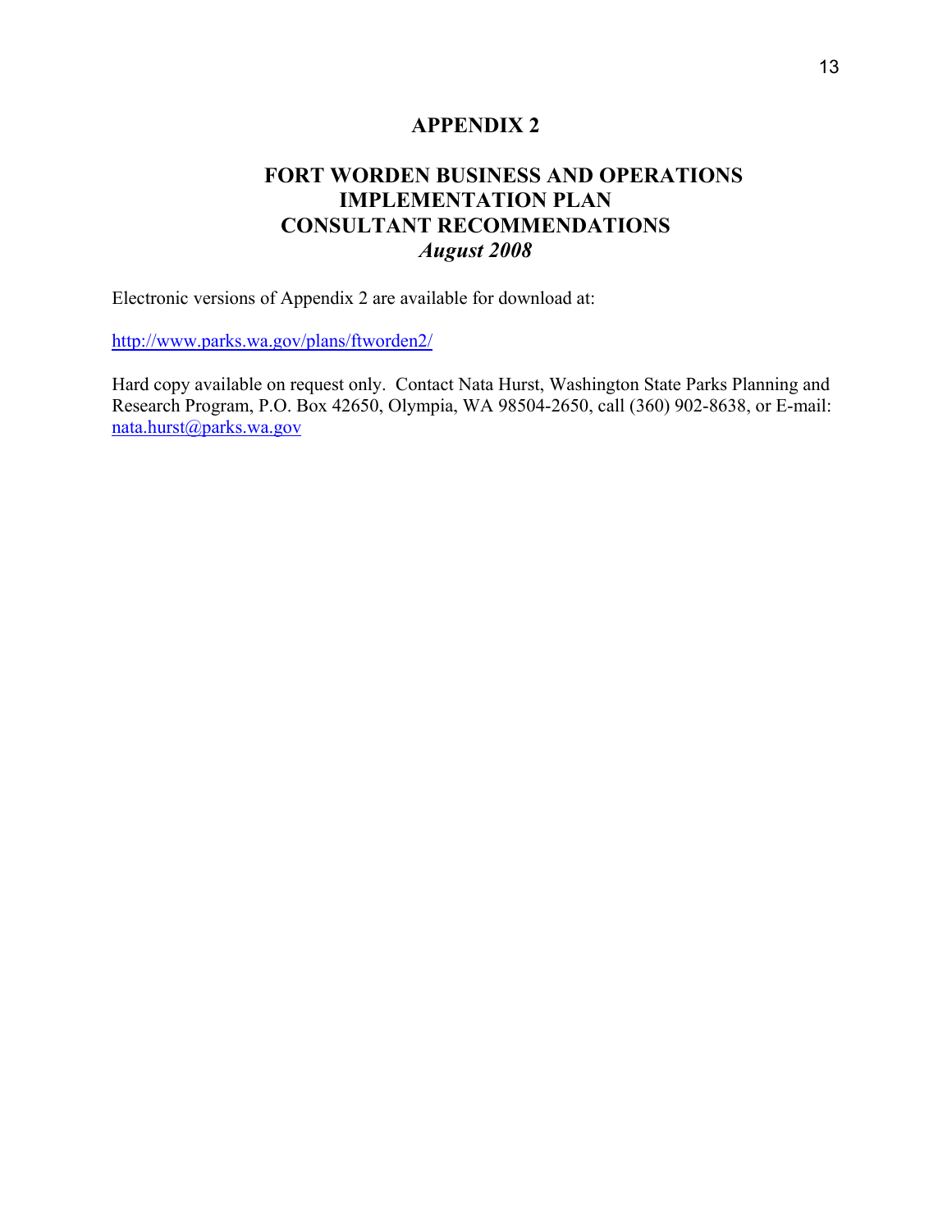# APPENDIX 2

## FORT WORDEN BUSINESS AND OPERATIONS IMPLEMENTATION PLAN CONSULTANT RECOMMENDATIONS

***August 2008***

Electronic versions of Appendix 2 are available for download at:

http://www.parks.wa.gov/plans/ftworden2/

Hard copy available on request only. Contact Nata Hurst, Washington State Parks Planning and Research Program, P.O. Box 42650, Olympia, WA 98504-2650, call (360) 902-8638, or E-mail: nata.hurst@parks.wa.gov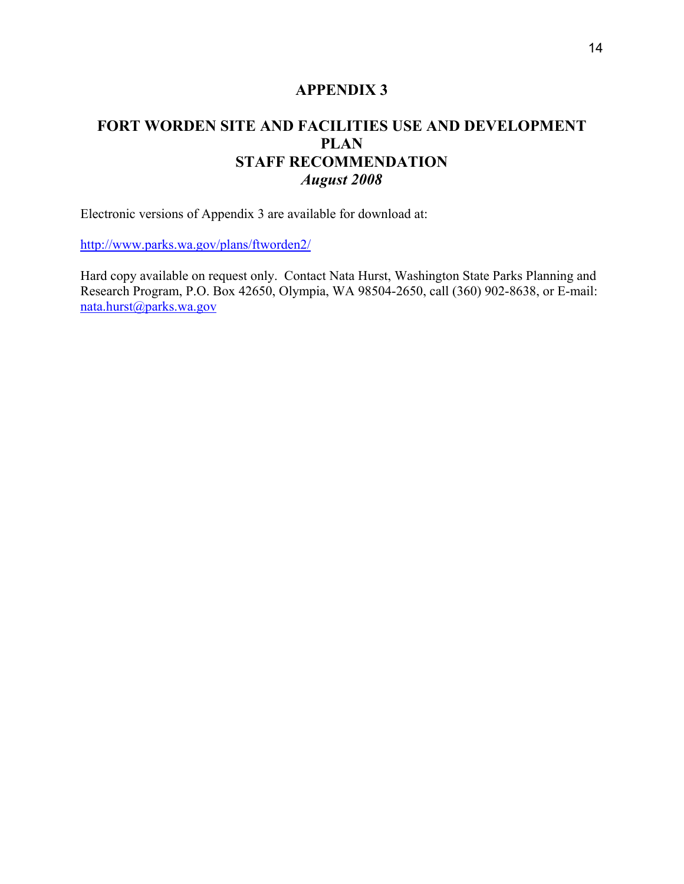# APPENDIX 3

## FORT WORDEN SITE AND FACILITIES USE AND DEVELOPMENT PLAN
## STAFF RECOMMENDATION
## *August 2008*

Electronic versions of Appendix 3 are available for download at:

http://www.parks.wa.gov/plans/ftworden2/

Hard copy available on request only. Contact Nata Hurst, Washington State Parks Planning and Research Program, P.O. Box 42650, Olympia, WA 98504-2650, call (360) 902-8638, or E-mail: nata.hurst@parks.wa.gov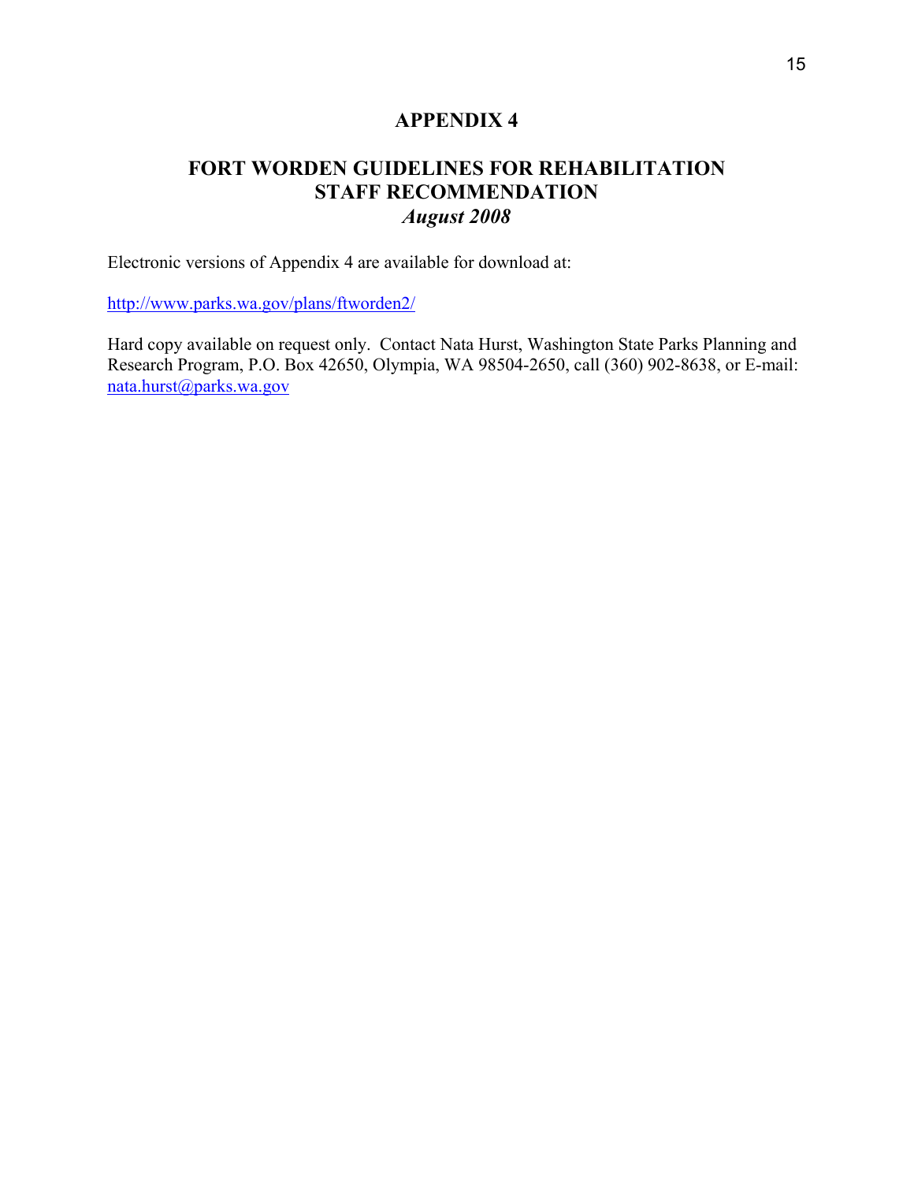# APPENDIX 4

## FORT WORDEN GUIDELINES FOR REHABILITATION STAFF RECOMMENDATION

### *August 2008*

Electronic versions of Appendix 4 are available for download at:

http://www.parks.wa.gov/plans/ftworden2/

Hard copy available on request only. Contact Nata Hurst, Washington State Parks Planning and Research Program, P.O. Box 42650, Olympia, WA 98504-2650, call (360) 902-8638, or E-mail: nata.hurst@parks.wa.gov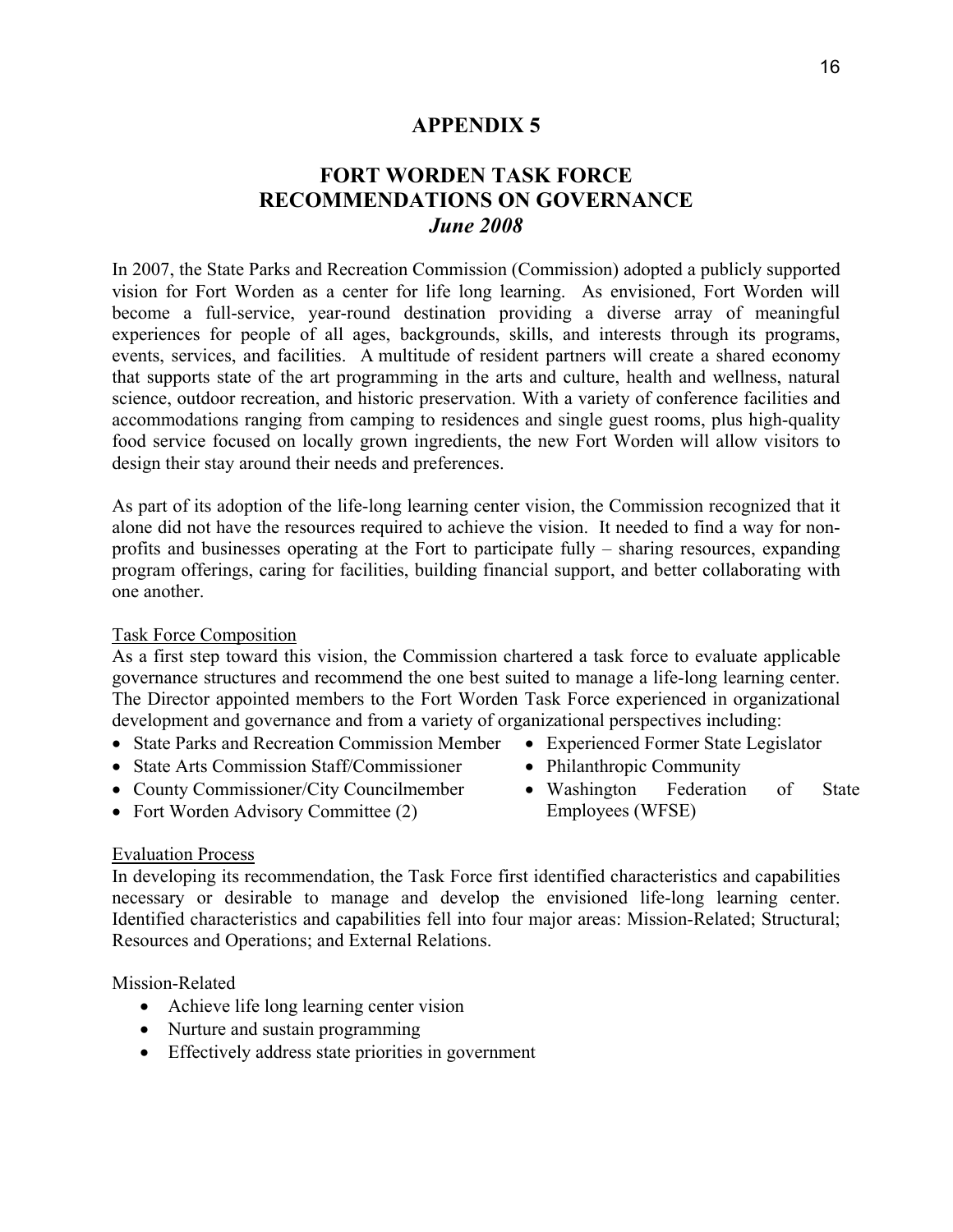# APPENDIX 5

## FORT WORDEN TASK FORCE RECOMMENDATIONS ON GOVERNANCE

### *June 2008*

In 2007, the State Parks and Recreation Commission (Commission) adopted a publicly supported vision for Fort Worden as a center for life long learning. As envisioned, Fort Worden will become a full-service, year-round destination providing a diverse array of meaningful experiences for people of all ages, backgrounds, skills, and interests through its programs, events, services, and facilities. A multitude of resident partners will create a shared economy that supports state of the art programming in the arts and culture, health and wellness, natural science, outdoor recreation, and historic preservation. With a variety of conference facilities and accommodations ranging from camping to residences and single guest rooms, plus high-quality food service focused on locally grown ingredients, the new Fort Worden will allow visitors to design their stay around their needs and preferences.

As part of its adoption of the life-long learning center vision, the Commission recognized that it alone did not have the resources required to achieve the vision. It needed to find a way for non-profits and businesses operating at the Fort to participate fully – sharing resources, expanding program offerings, caring for facilities, building financial support, and better collaborating with one another.

<u>Task Force Composition</u>

As a first step toward this vision, the Commission chartered a task force to evaluate applicable governance structures and recommend the one best suited to manage a life-long learning center. The Director appointed members to the Fort Worden Task Force experienced in organizational development and governance and from a variety of organizational perspectives including:

- State Parks and Recreation Commission Member
- State Arts Commission Staff/Commissioner
- County Commissioner/City Councilmember
- Fort Worden Advisory Committee (2)
- Experienced Former State Legislator
- Philanthropic Community
- Washington Federation of State Employees (WFSE)

<u>Evaluation Process</u>

In developing its recommendation, the Task Force first identified characteristics and capabilities necessary or desirable to manage and develop the envisioned life-long learning center. Identified characteristics and capabilities fell into four major areas: Mission-Related; Structural; Resources and Operations; and External Relations.

Mission-Related

- Achieve life long learning center vision
- Nurture and sustain programming
- Effectively address state priorities in government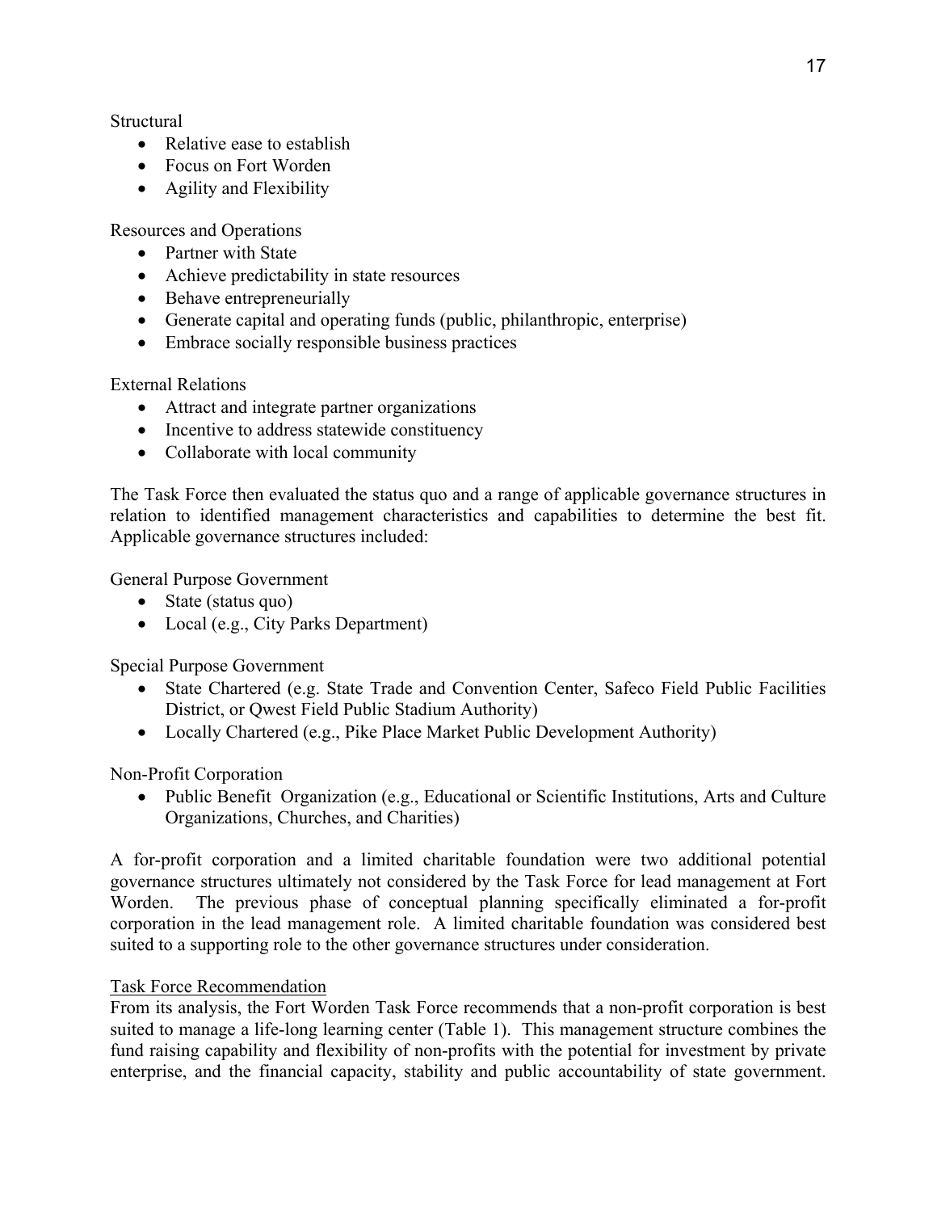Structural

- Relative ease to establish
- Focus on Fort Worden
- Agility and Flexibility

Resources and Operations

- Partner with State
- Achieve predictability in state resources
- Behave entrepreneurially
- Generate capital and operating funds (public, philanthropic, enterprise)
- Embrace socially responsible business practices

External Relations

- Attract and integrate partner organizations
- Incentive to address statewide constituency
- Collaborate with local community

The Task Force then evaluated the status quo and a range of applicable governance structures in relation to identified management characteristics and capabilities to determine the best fit. Applicable governance structures included:

General Purpose Government

- State (status quo)
- Local (e.g., City Parks Department)

Special Purpose Government

- State Chartered (e.g. State Trade and Convention Center, Safeco Field Public Facilities District, or Qwest Field Public Stadium Authority)
- Locally Chartered (e.g., Pike Place Market Public Development Authority)

Non-Profit Corporation

- Public Benefit Organization (e.g., Educational or Scientific Institutions, Arts and Culture Organizations, Churches, and Charities)

A for-profit corporation and a limited charitable foundation were two additional potential governance structures ultimately not considered by the Task Force for lead management at Fort Worden. The previous phase of conceptual planning specifically eliminated a for-profit corporation in the lead management role. A limited charitable foundation was considered best suited to a supporting role to the other governance structures under consideration.

Task Force Recommendation

From its analysis, the Fort Worden Task Force recommends that a non-profit corporation is best suited to manage a life-long learning center (Table 1). This management structure combines the fund raising capability and flexibility of non-profits with the potential for investment by private enterprise, and the financial capacity, stability and public accountability of state government.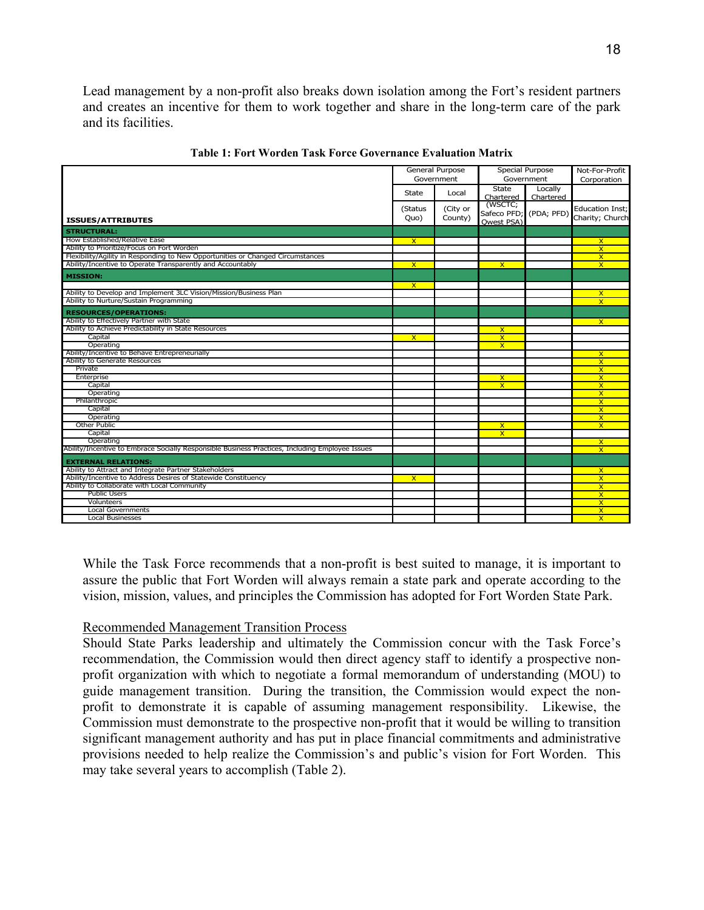Lead management by a non-profit also breaks down isolation among the Fort's resident partners and creates an incentive for them to work together and share in the long-term care of the park and its facilities.

**Table 1: Fort Worden Task Force Governance Evaluation Matrix**

| | General Purpose Government | | Special Purpose Government | | Not-For-Profit Corporation |
|---|---|---|---|---|---|
| | State | Local | State Chartered | Locally Chartered | |
| **ISSUES/ATTRIBUTES** | (Status Quo) | (City or County) | (WSCTC; Safeco PFD; Qwest PSA) | (PDA; PFD) | Education Inst; Charity; Church |
| **STRUCTURAL:** | | | | | |
| How Established/Relative Ease | X | | | | X |
| Ability to Prioritize/Focus on Fort Worden | | | | | X |
| Flexibility/Agility in Responding to New Opportunities or Changed Circumstances | | | | | X |
| Ability/Incentive to Operate Transparently and Accountably | X | | X | | X |
| **MISSION:** | | | | | |
| | X | | | | |
| Ability to Develop and Implement 3LC Vision/Mission/Business Plan | | | | | X |
| Ability to Nurture/Sustain Programming | | | | | X |
| **RESOURCES/OPERATIONS:** | | | | | |
| Ability to Effectively Partner with State | | | | | X |
| Ability to Achieve Predictability in State Resources | | | X | | |
| Capital | X | | X | | |
| Operating | | | X | | |
| Ability/Incentive to Behave Entrepreneurially | | | | | X |
| Ability to Generate Resources | | | | | X |
| Private | | | | | X |
| Enterprise | | | X | | X |
| Capital | | | X | | X |
| Operating | | | | | X |
| Philanthropic | | | | | X |
| Capital | | | | | X |
| Operating | | | | | X |
| Other Public | | | X | | X |
| Capital | | | X | | |
| Operating | | | | | X |
| Ability/Incentive to Embrace Socially Responsible Business Practices, Including Employee Issues | | | | | X |
| **EXTERNAL RELATIONS:** | | | | | |
| Ability to Attract and Integrate Partner Stakeholders | | | | | X |
| Ability/Incentive to Address Desires of Statewide Constituency | X | | | | X |
| Ability to Collaborate with Local Community | | | | | X |
| Public Users | | | | | X |
| Volunteers | | | | | X |
| Local Governments | | | | | X |
| Local Businesses | | | | | X |

While the Task Force recommends that a non-profit is best suited to manage, it is important to assure the public that Fort Worden will always remain a state park and operate according to the vision, mission, values, and principles the Commission has adopted for Fort Worden State Park.

Recommended Management Transition Process

Should State Parks leadership and ultimately the Commission concur with the Task Force's recommendation, the Commission would then direct agency staff to identify a prospective non-profit organization with which to negotiate a formal memorandum of understanding (MOU) to guide management transition. During the transition, the Commission would expect the non-profit to demonstrate it is capable of assuming management responsibility. Likewise, the Commission must demonstrate to the prospective non-profit that it would be willing to transition significant management authority and has put in place financial commitments and administrative provisions needed to help realize the Commission's and public's vision for Fort Worden. This may take several years to accomplish (Table 2).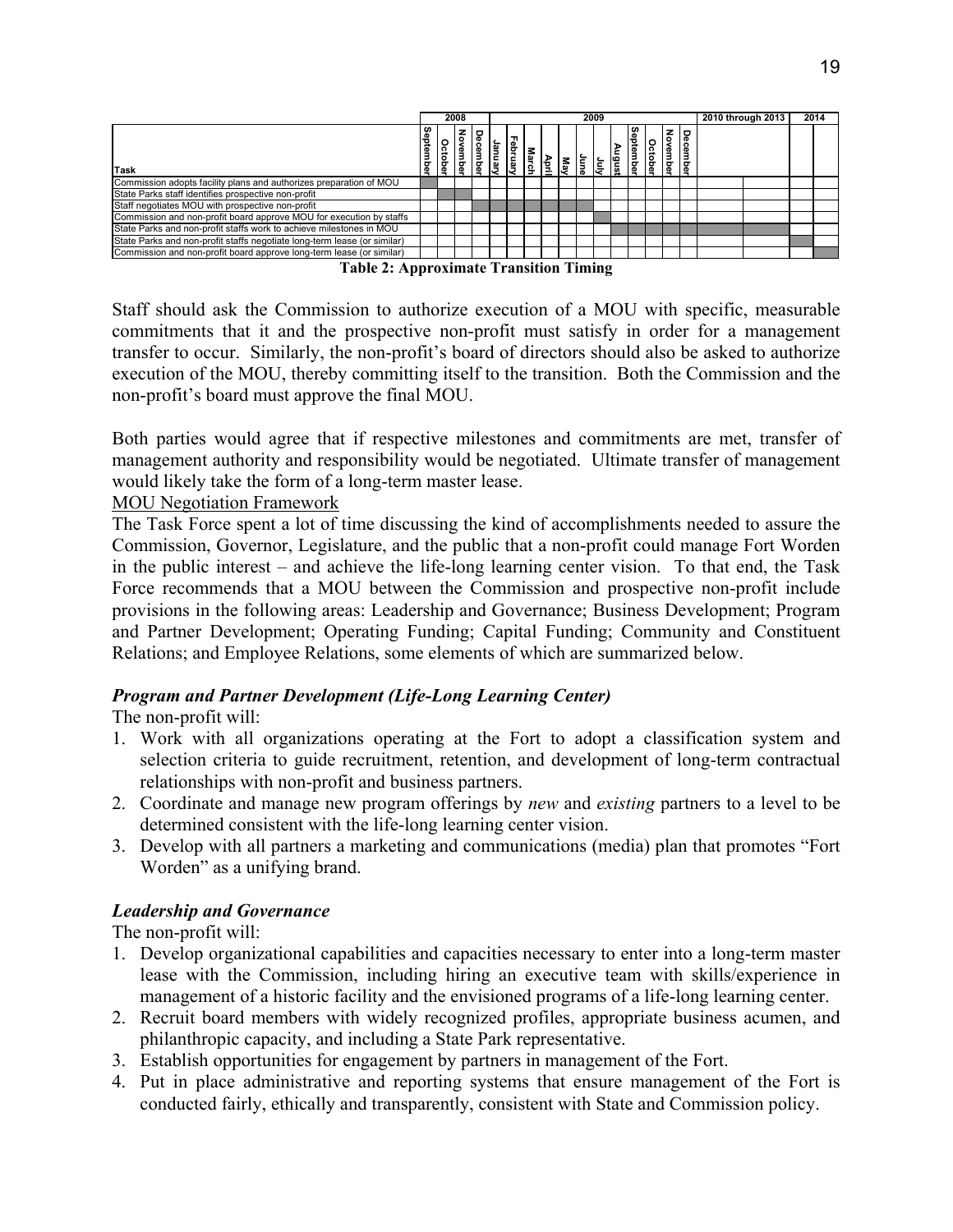| Task | 2008 | | | | 2009 | | | | | | | | | | | | 2010 through 2013 | | 2014 | |
|---|---|---|---|---|---|---|---|---|---|---|---|---|---|---|---|---|---|---|---|---|
| | September | October | November | December | January | February | March | April | May | June | July | August | September | October | November | December | | | | |
| Commission adopts facility plans and authorizes preparation of MOU | ■ | | | | | | | | | | | | | | | | | | | |
| State Parks staff identifies prospective non-profit | | ■ | ■ | | | | | | | | | | | | | | | | | |
| Staff negotiates MOU with prospective non-profit | | | | ■ | ■ | ■ | ■ | ■ | ■ | ■ | | | | | | | | | | |
| Commission and non-profit board approve MOU for execution by staffs | | | | | | | | | | | ■ | | | | | | | | | |
| State Parks and non-profit staffs work to achieve milestones in MOU | | | | | | | | | | | | ■ | ■ | ■ | ■ | ■ | ■ | ■ | | |
| State Parks and non-profit staffs negotiate long-term lease (or similar) | | | | | | | | | | | | | | | | | | | ■ | |
| Commission and non-profit board approve long-term lease (or similar) | | | | | | | | | | | | | | | | | | | | ■ |

**Table 2: Approximate Transition Timing**

Staff should ask the Commission to authorize execution of a MOU with specific, measurable commitments that it and the prospective non-profit must satisfy in order for a management transfer to occur. Similarly, the non-profit's board of directors should also be asked to authorize execution of the MOU, thereby committing itself to the transition. Both the Commission and the non-profit's board must approve the final MOU.

Both parties would agree that if respective milestones and commitments are met, transfer of management authority and responsibility would be negotiated. Ultimate transfer of management would likely take the form of a long-term master lease.

<u>MOU Negotiation Framework</u>

The Task Force spent a lot of time discussing the kind of accomplishments needed to assure the Commission, Governor, Legislature, and the public that a non-profit could manage Fort Worden in the public interest – and achieve the life-long learning center vision. To that end, the Task Force recommends that a MOU between the Commission and prospective non-profit include provisions in the following areas: Leadership and Governance; Business Development; Program and Partner Development; Operating Funding; Capital Funding; Community and Constituent Relations; and Employee Relations, some elements of which are summarized below.

***Program and Partner Development (Life-Long Learning Center)***

The non-profit will:

1. Work with all organizations operating at the Fort to adopt a classification system and selection criteria to guide recruitment, retention, and development of long-term contractual relationships with non-profit and business partners.
2. Coordinate and manage new program offerings by *new* and *existing* partners to a level to be determined consistent with the life-long learning center vision.
3. Develop with all partners a marketing and communications (media) plan that promotes "Fort Worden" as a unifying brand.

***Leadership and Governance***

The non-profit will:

1. Develop organizational capabilities and capacities necessary to enter into a long-term master lease with the Commission, including hiring an executive team with skills/experience in management of a historic facility and the envisioned programs of a life-long learning center.
2. Recruit board members with widely recognized profiles, appropriate business acumen, and philanthropic capacity, and including a State Park representative.
3. Establish opportunities for engagement by partners in management of the Fort.
4. Put in place administrative and reporting systems that ensure management of the Fort is conducted fairly, ethically and transparently, consistent with State and Commission policy.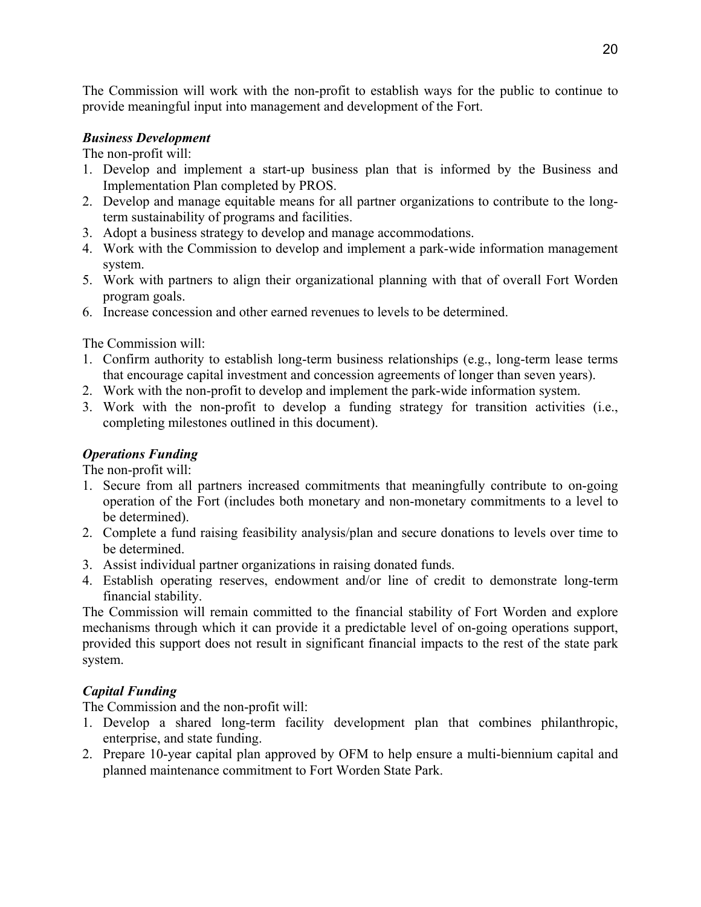The Commission will work with the non-profit to establish ways for the public to continue to provide meaningful input into management and development of the Fort.

***Business Development***

The non-profit will:

1. Develop and implement a start-up business plan that is informed by the Business and Implementation Plan completed by PROS.
2. Develop and manage equitable means for all partner organizations to contribute to the long-term sustainability of programs and facilities.
3. Adopt a business strategy to develop and manage accommodations.
4. Work with the Commission to develop and implement a park-wide information management system.
5. Work with partners to align their organizational planning with that of overall Fort Worden program goals.
6. Increase concession and other earned revenues to levels to be determined.

The Commission will:

1. Confirm authority to establish long-term business relationships (e.g., long-term lease terms that encourage capital investment and concession agreements of longer than seven years).
2. Work with the non-profit to develop and implement the park-wide information system.
3. Work with the non-profit to develop a funding strategy for transition activities (i.e., completing milestones outlined in this document).

***Operations Funding***

The non-profit will:

1. Secure from all partners increased commitments that meaningfully contribute to on-going operation of the Fort (includes both monetary and non-monetary commitments to a level to be determined).
2. Complete a fund raising feasibility analysis/plan and secure donations to levels over time to be determined.
3. Assist individual partner organizations in raising donated funds.
4. Establish operating reserves, endowment and/or line of credit to demonstrate long-term financial stability.

The Commission will remain committed to the financial stability of Fort Worden and explore mechanisms through which it can provide it a predictable level of on-going operations support, provided this support does not result in significant financial impacts to the rest of the state park system.

***Capital Funding***

The Commission and the non-profit will:

1. Develop a shared long-term facility development plan that combines philanthropic, enterprise, and state funding.
2. Prepare 10-year capital plan approved by OFM to help ensure a multi-biennium capital and planned maintenance commitment to Fort Worden State Park.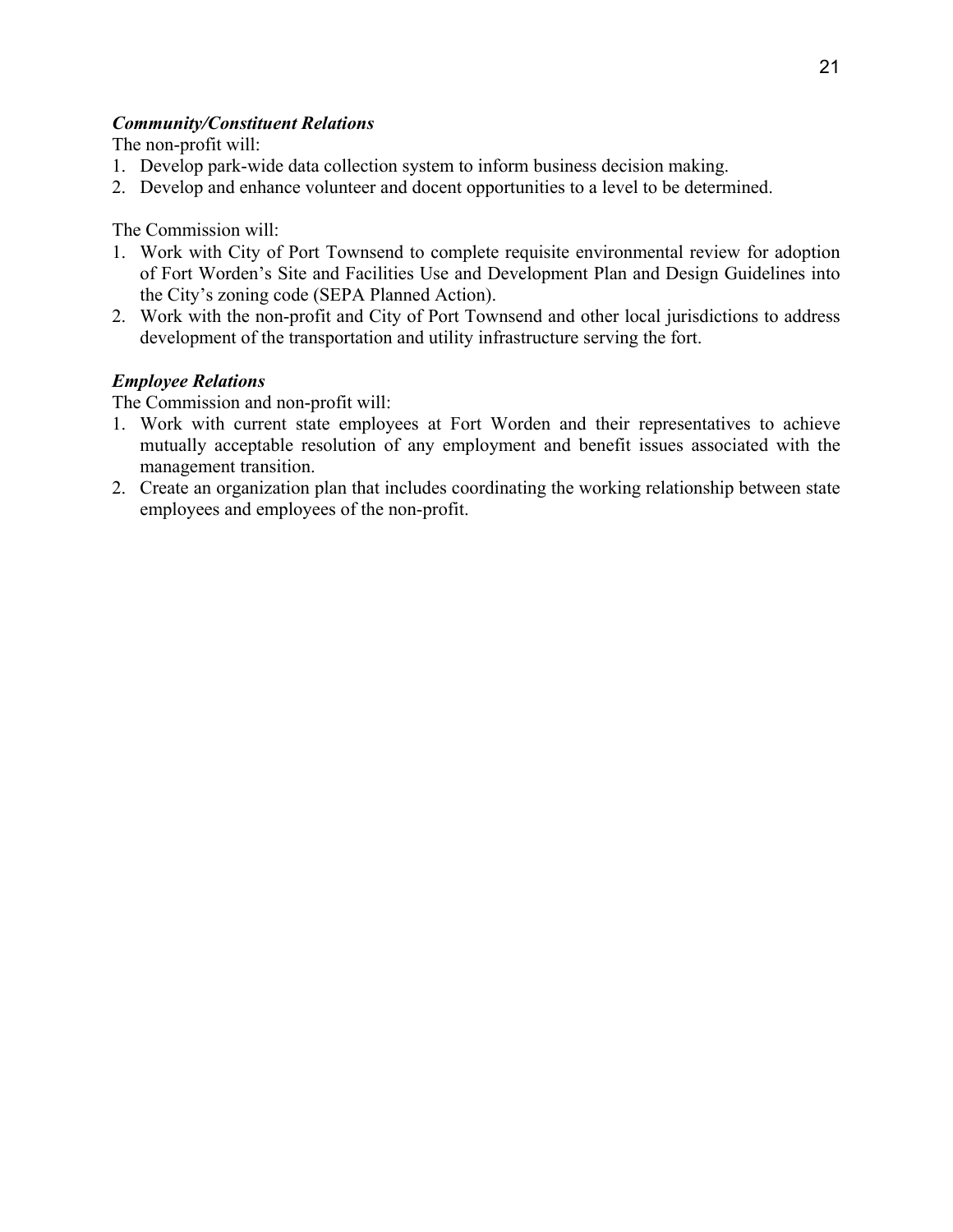***Community/Constituent Relations***

The non-profit will:

1. Develop park-wide data collection system to inform business decision making.
2. Develop and enhance volunteer and docent opportunities to a level to be determined.

The Commission will:

1. Work with City of Port Townsend to complete requisite environmental review for adoption of Fort Worden's Site and Facilities Use and Development Plan and Design Guidelines into the City's zoning code (SEPA Planned Action).
2. Work with the non-profit and City of Port Townsend and other local jurisdictions to address development of the transportation and utility infrastructure serving the fort.

***Employee Relations***

The Commission and non-profit will:

1. Work with current state employees at Fort Worden and their representatives to achieve mutually acceptable resolution of any employment and benefit issues associated with the management transition.
2. Create an organization plan that includes coordinating the working relationship between state employees and employees of the non-profit.